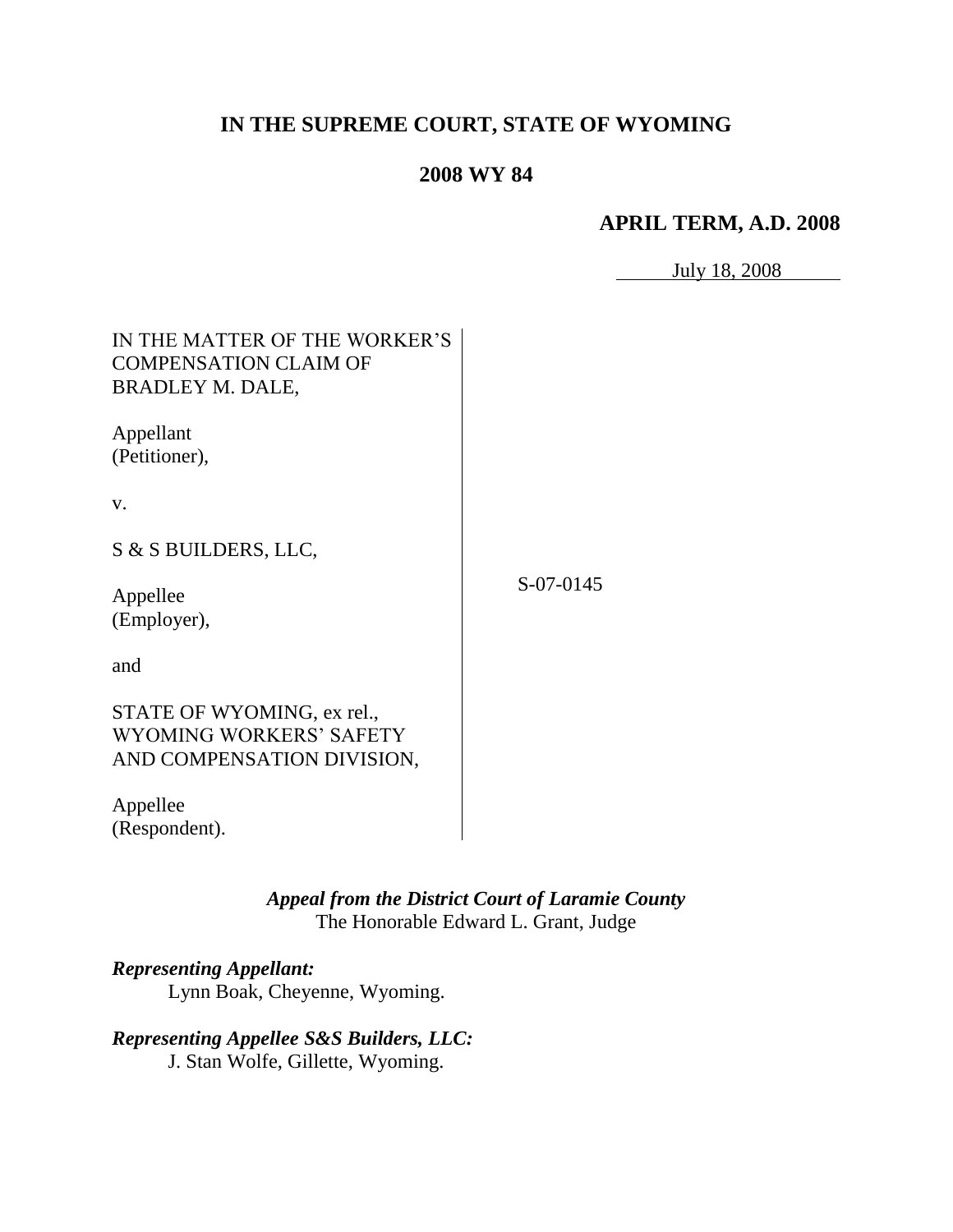# IN THE SUPREME COURT, STATE OF WYOMING

## 2008 WY 84

### APRIL TERM, A.D. 2008

July 18, 2008

IN THE MATTER OF THE WORKER'S COMPENSATION CLAIM OF BRADLEY M. DALE,

Appellant (Petitioner),

v.

S & S BUILDERS, LLC,

Appellee (Employer),

and

STATE OF WYOMING, ex rel., WYOMING WORKERS' SAFETY AND COMPENSATION DIVISION,

Appellee (Respondent).

S-07-0145

***Appeal from the District Court of Laramie County***
The Honorable Edward L. Grant, Judge

***Representing Appellant:***
Lynn Boak, Cheyenne, Wyoming.

***Representing Appellee S&S Builders, LLC:***
J. Stan Wolfe, Gillette, Wyoming.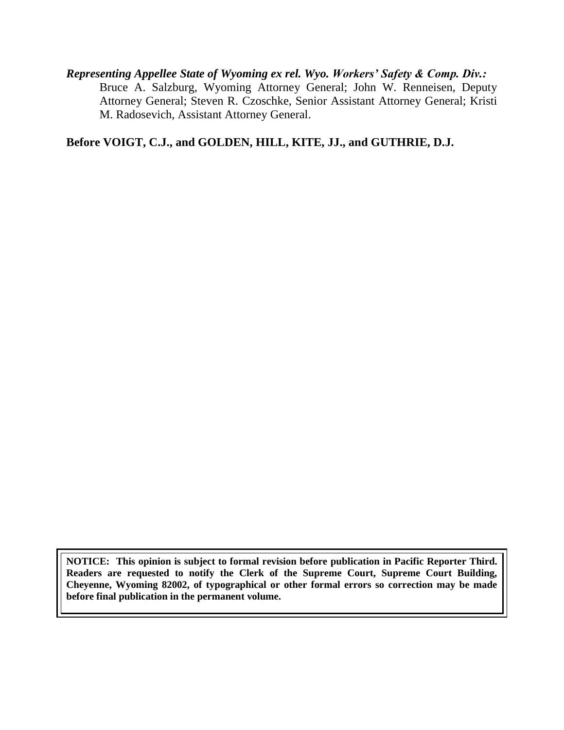***Representing Appellee State of Wyoming ex rel. Wyo. Workers' Safety & Comp. Div.:***
Bruce A. Salzburg, Wyoming Attorney General; John W. Renneisen, Deputy Attorney General; Steven R. Czoschke, Senior Assistant Attorney General; Kristi M. Radosevich, Assistant Attorney General.

**Before VOIGT, C.J., and GOLDEN, HILL, KITE, JJ., and GUTHRIE, D.J.**

**NOTICE: This opinion is subject to formal revision before publication in Pacific Reporter Third. Readers are requested to notify the Clerk of the Supreme Court, Supreme Court Building, Cheyenne, Wyoming 82002, of typographical or other formal errors so correction may be made before final publication in the permanent volume.**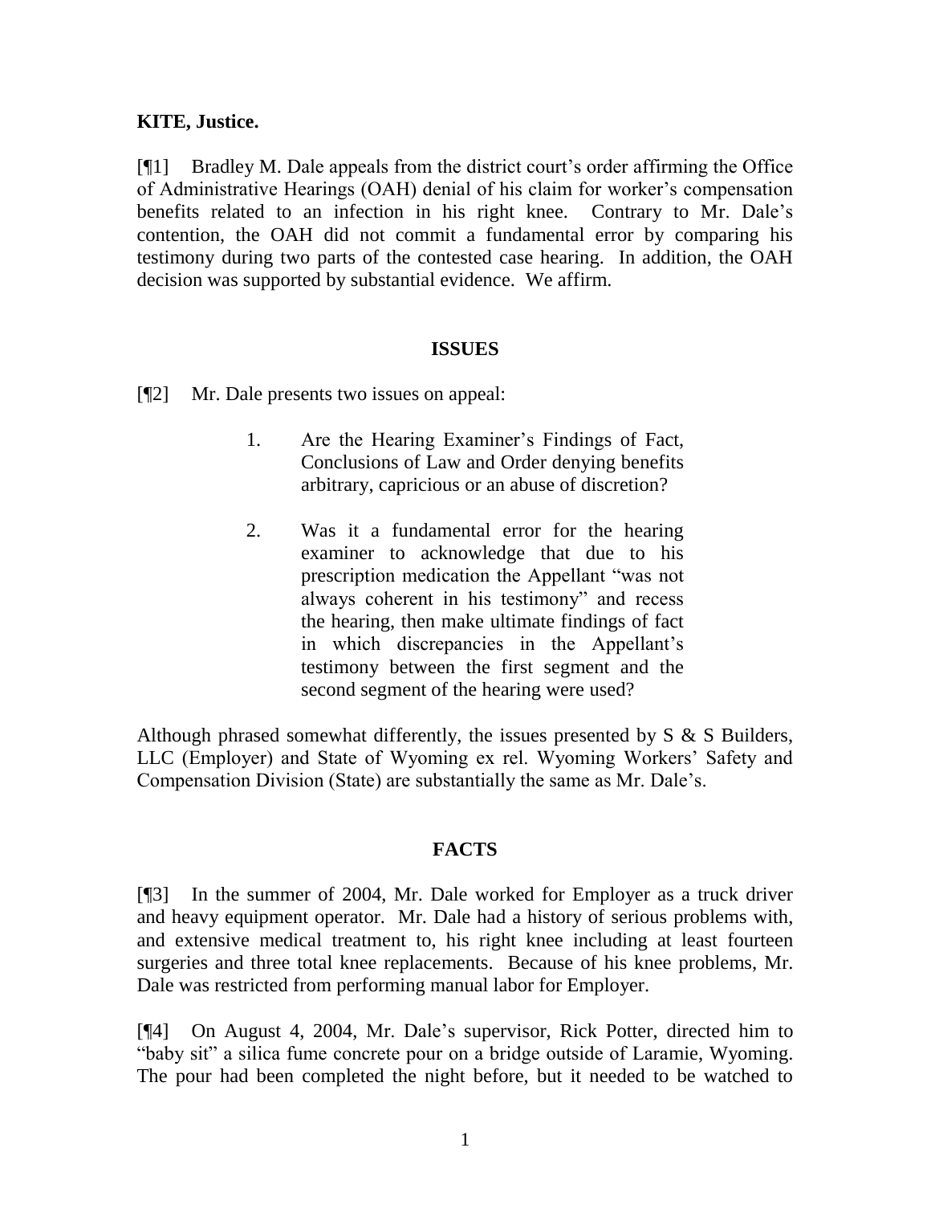**KITE, Justice.**

[¶1] Bradley M. Dale appeals from the district court's order affirming the Office of Administrative Hearings (OAH) denial of his claim for worker's compensation benefits related to an infection in his right knee. Contrary to Mr. Dale's contention, the OAH did not commit a fundamental error by comparing his testimony during two parts of the contested case hearing. In addition, the OAH decision was supported by substantial evidence. We affirm.

## ISSUES

[¶2] Mr. Dale presents two issues on appeal:

> 1. Are the Hearing Examiner's Findings of Fact, Conclusions of Law and Order denying benefits arbitrary, capricious or an abuse of discretion?
>
> 2. Was it a fundamental error for the hearing examiner to acknowledge that due to his prescription medication the Appellant "was not always coherent in his testimony" and recess the hearing, then make ultimate findings of fact in which discrepancies in the Appellant's testimony between the first segment and the second segment of the hearing were used?

Although phrased somewhat differently, the issues presented by S & S Builders, LLC (Employer) and State of Wyoming ex rel. Wyoming Workers' Safety and Compensation Division (State) are substantially the same as Mr. Dale's.

## FACTS

[¶3] In the summer of 2004, Mr. Dale worked for Employer as a truck driver and heavy equipment operator. Mr. Dale had a history of serious problems with, and extensive medical treatment to, his right knee including at least fourteen surgeries and three total knee replacements. Because of his knee problems, Mr. Dale was restricted from performing manual labor for Employer.

[¶4] On August 4, 2004, Mr. Dale's supervisor, Rick Potter, directed him to "baby sit" a silica fume concrete pour on a bridge outside of Laramie, Wyoming. The pour had been completed the night before, but it needed to be watched to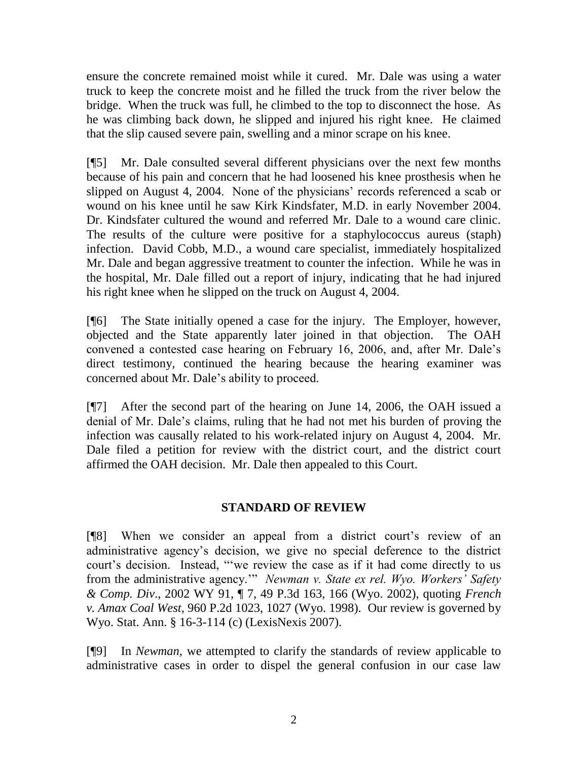ensure the concrete remained moist while it cured. Mr. Dale was using a water truck to keep the concrete moist and he filled the truck from the river below the bridge. When the truck was full, he climbed to the top to disconnect the hose. As he was climbing back down, he slipped and injured his right knee. He claimed that the slip caused severe pain, swelling and a minor scrape on his knee.

[¶5] Mr. Dale consulted several different physicians over the next few months because of his pain and concern that he had loosened his knee prosthesis when he slipped on August 4, 2004. None of the physicians' records referenced a scab or wound on his knee until he saw Kirk Kindsfater, M.D. in early November 2004. Dr. Kindsfater cultured the wound and referred Mr. Dale to a wound care clinic. The results of the culture were positive for a staphylococcus aureus (staph) infection. David Cobb, M.D., a wound care specialist, immediately hospitalized Mr. Dale and began aggressive treatment to counter the infection. While he was in the hospital, Mr. Dale filled out a report of injury, indicating that he had injured his right knee when he slipped on the truck on August 4, 2004.

[¶6] The State initially opened a case for the injury. The Employer, however, objected and the State apparently later joined in that objection. The OAH convened a contested case hearing on February 16, 2006, and, after Mr. Dale's direct testimony, continued the hearing because the hearing examiner was concerned about Mr. Dale's ability to proceed.

[¶7] After the second part of the hearing on June 14, 2006, the OAH issued a denial of Mr. Dale's claims, ruling that he had not met his burden of proving the infection was causally related to his work-related injury on August 4, 2004. Mr. Dale filed a petition for review with the district court, and the district court affirmed the OAH decision. Mr. Dale then appealed to this Court.

## STANDARD OF REVIEW

[¶8] When we consider an appeal from a district court's review of an administrative agency's decision, we give no special deference to the district court's decision. Instead, "'we review the case as if it had come directly to us from the administrative agency.'" *Newman v. State ex rel. Wyo. Workers' Safety & Comp. Div*., 2002 WY 91, ¶ 7, 49 P.3d 163, 166 (Wyo. 2002), quoting *French v. Amax Coal West*, 960 P.2d 1023, 1027 (Wyo. 1998). Our review is governed by Wyo. Stat. Ann. § 16-3-114 (c) (LexisNexis 2007).

[¶9] In *Newman*, we attempted to clarify the standards of review applicable to administrative cases in order to dispel the general confusion in our case law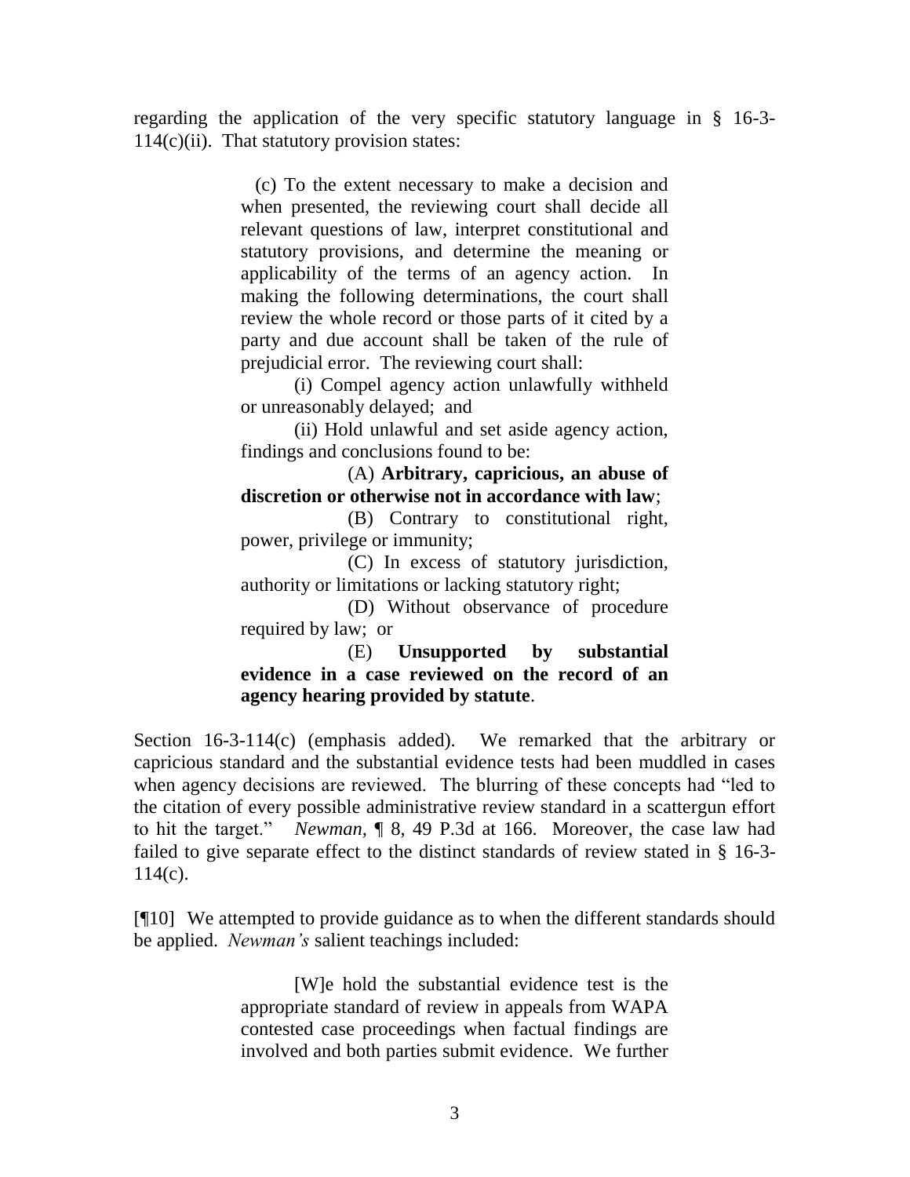regarding the application of the very specific statutory language in § 16-3-114(c)(ii). That statutory provision states:

> (c) To the extent necessary to make a decision and when presented, the reviewing court shall decide all relevant questions of law, interpret constitutional and statutory provisions, and determine the meaning or applicability of the terms of an agency action. In making the following determinations, the court shall review the whole record or those parts of it cited by a party and due account shall be taken of the rule of prejudicial error. The reviewing court shall:
>
> (i) Compel agency action unlawfully withheld or unreasonably delayed; and
>
> (ii) Hold unlawful and set aside agency action, findings and conclusions found to be:
>
> (A) **Arbitrary, capricious, an abuse of discretion or otherwise not in accordance with law**;
>
> (B) Contrary to constitutional right, power, privilege or immunity;
>
> (C) In excess of statutory jurisdiction, authority or limitations or lacking statutory right;
>
> (D) Without observance of procedure required by law; or
>
> (E) **Unsupported by substantial evidence in a case reviewed on the record of an agency hearing provided by statute**.

Section 16-3-114(c) (emphasis added). We remarked that the arbitrary or capricious standard and the substantial evidence tests had been muddled in cases when agency decisions are reviewed. The blurring of these concepts had "led to the citation of every possible administrative review standard in a scattergun effort to hit the target." *Newman*, ¶ 8, 49 P.3d at 166. Moreover, the case law had failed to give separate effect to the distinct standards of review stated in § 16-3-114(c).

[¶10] We attempted to provide guidance as to when the different standards should be applied. *Newman's* salient teachings included:

> [W]e hold the substantial evidence test is the appropriate standard of review in appeals from WAPA contested case proceedings when factual findings are involved and both parties submit evidence. We further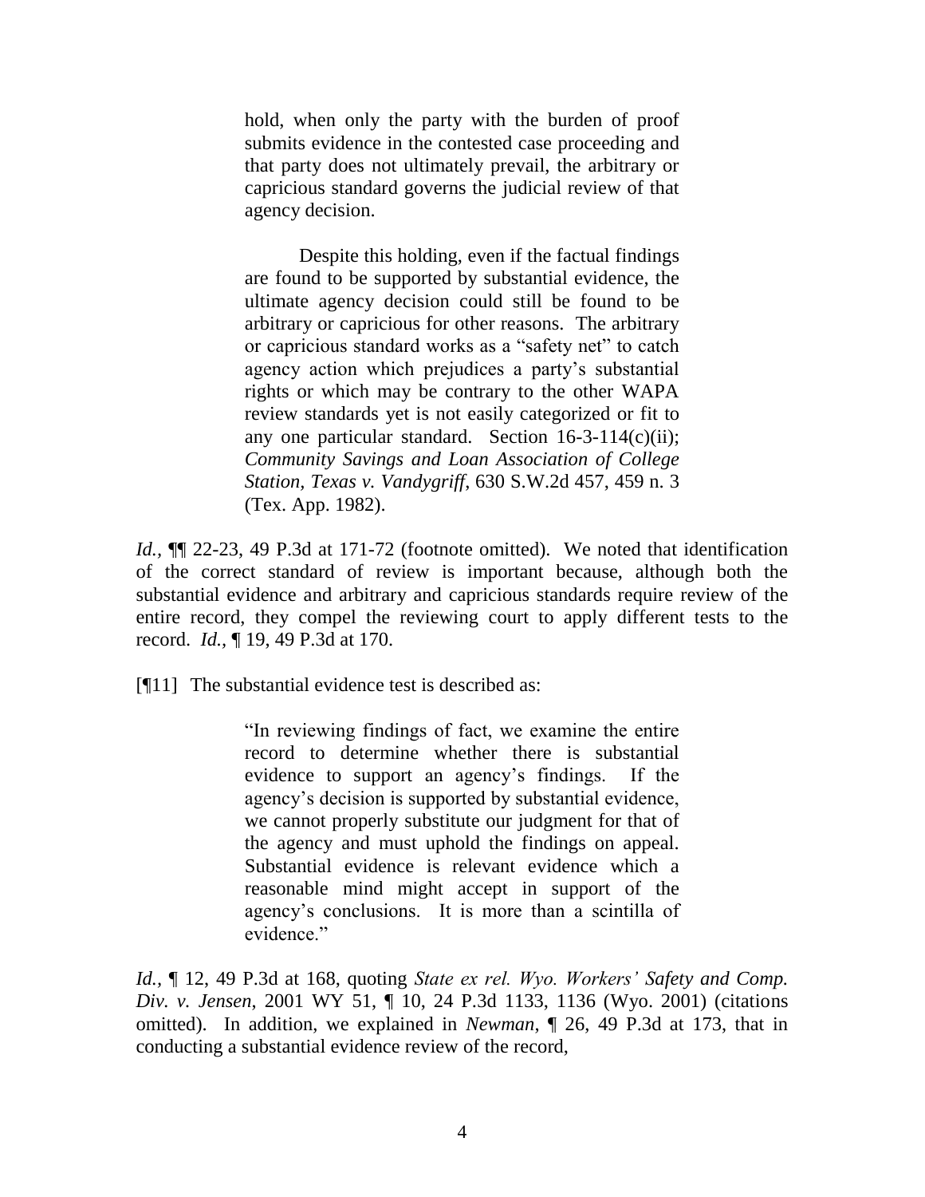> hold, when only the party with the burden of proof submits evidence in the contested case proceeding and that party does not ultimately prevail, the arbitrary or capricious standard governs the judicial review of that agency decision.
>
> Despite this holding, even if the factual findings are found to be supported by substantial evidence, the ultimate agency decision could still be found to be arbitrary or capricious for other reasons. The arbitrary or capricious standard works as a "safety net" to catch agency action which prejudices a party's substantial rights or which may be contrary to the other WAPA review standards yet is not easily categorized or fit to any one particular standard. Section 16-3-114(c)(ii); *Community Savings and Loan Association of College Station, Texas v. Vandygriff*, 630 S.W.2d 457, 459 n. 3 (Tex. App. 1982).

*Id.*, ¶¶ 22-23, 49 P.3d at 171-72 (footnote omitted). We noted that identification of the correct standard of review is important because, although both the substantial evidence and arbitrary and capricious standards require review of the entire record, they compel the reviewing court to apply different tests to the record. *Id.*, ¶ 19, 49 P.3d at 170.

[¶11] The substantial evidence test is described as:

> "In reviewing findings of fact, we examine the entire record to determine whether there is substantial evidence to support an agency's findings. If the agency's decision is supported by substantial evidence, we cannot properly substitute our judgment for that of the agency and must uphold the findings on appeal. Substantial evidence is relevant evidence which a reasonable mind might accept in support of the agency's conclusions. It is more than a scintilla of evidence."

*Id.*, ¶ 12, 49 P.3d at 168, quoting *State ex rel. Wyo. Workers' Safety and Comp. Div. v. Jensen*, 2001 WY 51, ¶ 10, 24 P.3d 1133, 1136 (Wyo. 2001) (citations omitted). In addition, we explained in *Newman*, ¶ 26, 49 P.3d at 173, that in conducting a substantial evidence review of the record,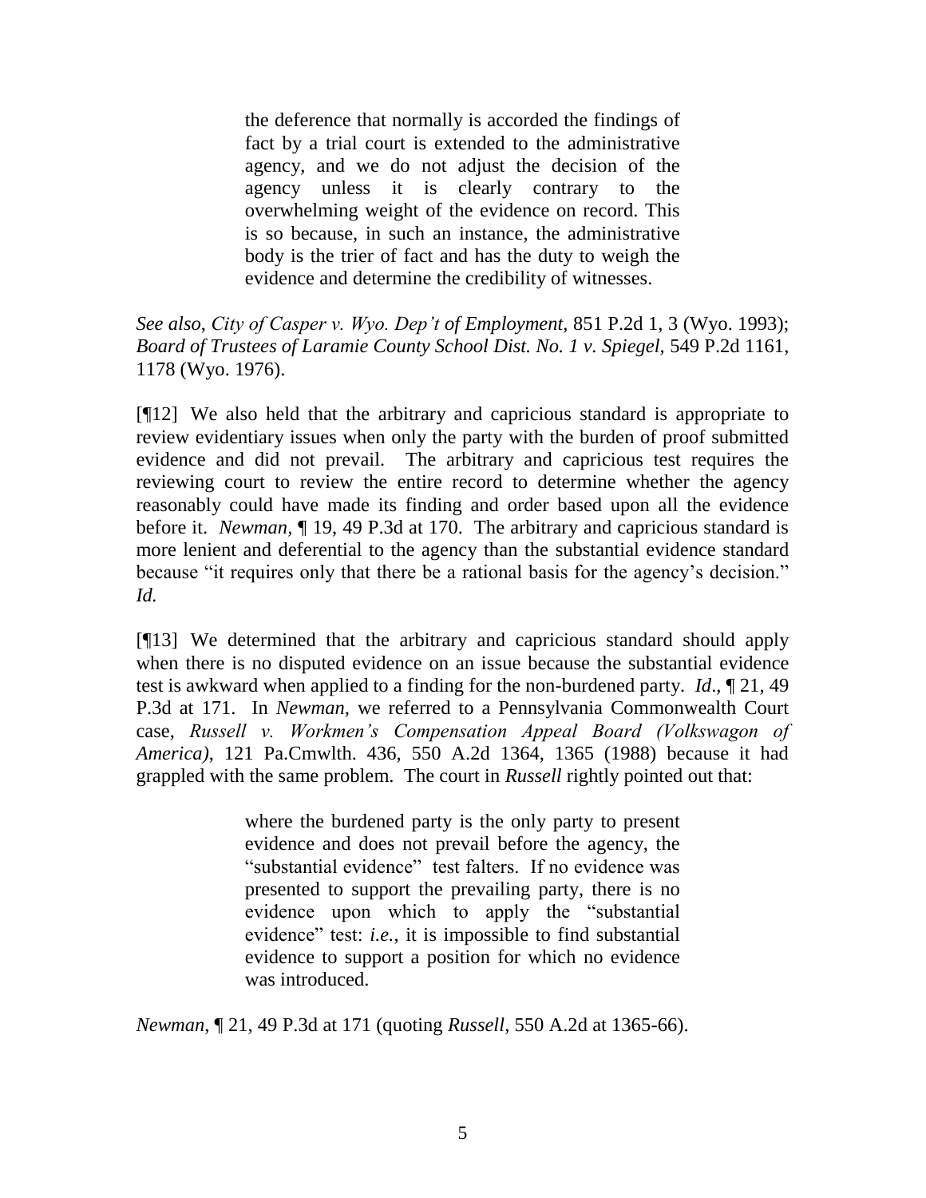> the deference that normally is accorded the findings of fact by a trial court is extended to the administrative agency, and we do not adjust the decision of the agency unless it is clearly contrary to the overwhelming weight of the evidence on record. This is so because, in such an instance, the administrative body is the trier of fact and has the duty to weigh the evidence and determine the credibility of witnesses.

*See also*, *City of Casper v. Wyo. Dep't of Employment*, 851 P.2d 1, 3 (Wyo. 1993); *Board of Trustees of Laramie County School Dist. No. 1 v. Spiegel*, 549 P.2d 1161, 1178 (Wyo. 1976).

[¶12] We also held that the arbitrary and capricious standard is appropriate to review evidentiary issues when only the party with the burden of proof submitted evidence and did not prevail. The arbitrary and capricious test requires the reviewing court to review the entire record to determine whether the agency reasonably could have made its finding and order based upon all the evidence before it. *Newman*, ¶ 19, 49 P.3d at 170. The arbitrary and capricious standard is more lenient and deferential to the agency than the substantial evidence standard because "it requires only that there be a rational basis for the agency's decision." *Id.*

[¶13] We determined that the arbitrary and capricious standard should apply when there is no disputed evidence on an issue because the substantial evidence test is awkward when applied to a finding for the non-burdened party. *Id*., ¶ 21, 49 P.3d at 171. In *Newman*, we referred to a Pennsylvania Commonwealth Court case, *Russell v. Workmen's Compensation Appeal Board (Volkswagon of America)*, 121 Pa.Cmwlth. 436, 550 A.2d 1364, 1365 (1988) because it had grappled with the same problem. The court in *Russell* rightly pointed out that:

> where the burdened party is the only party to present evidence and does not prevail before the agency, the "substantial evidence" test falters. If no evidence was presented to support the prevailing party, there is no evidence upon which to apply the "substantial evidence" test: *i.e.*, it is impossible to find substantial evidence to support a position for which no evidence was introduced.

*Newman*, ¶ 21, 49 P.3d at 171 (quoting *Russell*, 550 A.2d at 1365-66).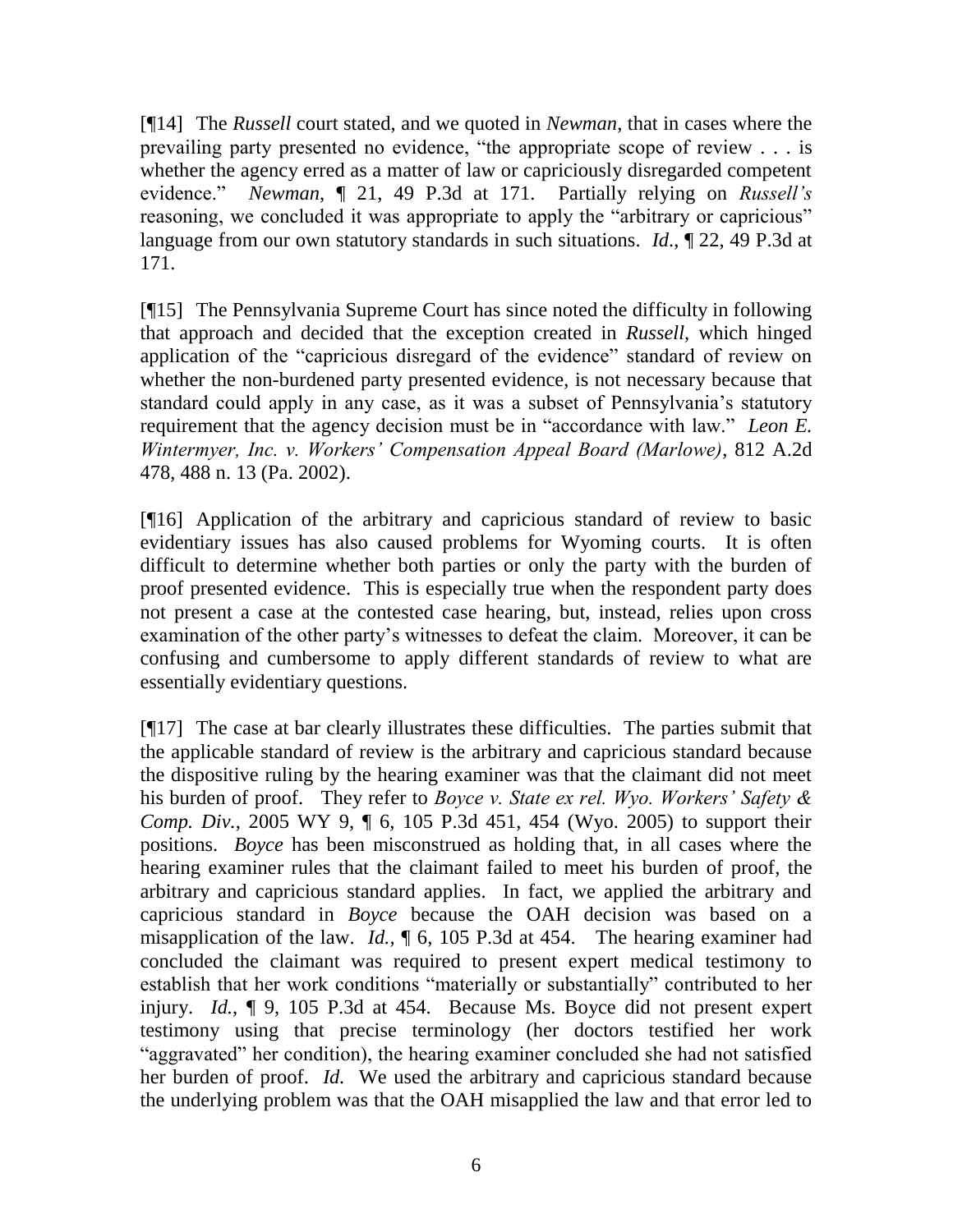[¶14] The *Russell* court stated, and we quoted in *Newman*, that in cases where the prevailing party presented no evidence, "the appropriate scope of review . . . is whether the agency erred as a matter of law or capriciously disregarded competent evidence." *Newman*, ¶ 21, 49 P.3d at 171. Partially relying on *Russell's* reasoning, we concluded it was appropriate to apply the "arbitrary or capricious" language from our own statutory standards in such situations. *Id.*, ¶ 22, 49 P.3d at 171.

[¶15] The Pennsylvania Supreme Court has since noted the difficulty in following that approach and decided that the exception created in *Russell*, which hinged application of the "capricious disregard of the evidence" standard of review on whether the non-burdened party presented evidence, is not necessary because that standard could apply in any case, as it was a subset of Pennsylvania's statutory requirement that the agency decision must be in "accordance with law." *Leon E. Wintermyer, Inc. v. Workers' Compensation Appeal Board (Marlowe)*, 812 A.2d 478, 488 n. 13 (Pa. 2002).

[¶16] Application of the arbitrary and capricious standard of review to basic evidentiary issues has also caused problems for Wyoming courts. It is often difficult to determine whether both parties or only the party with the burden of proof presented evidence. This is especially true when the respondent party does not present a case at the contested case hearing, but, instead, relies upon cross examination of the other party's witnesses to defeat the claim. Moreover, it can be confusing and cumbersome to apply different standards of review to what are essentially evidentiary questions.

[¶17] The case at bar clearly illustrates these difficulties. The parties submit that the applicable standard of review is the arbitrary and capricious standard because the dispositive ruling by the hearing examiner was that the claimant did not meet his burden of proof. They refer to *Boyce v. State ex rel. Wyo. Workers' Safety & Comp. Div.*, 2005 WY 9, ¶ 6, 105 P.3d 451, 454 (Wyo. 2005) to support their positions. *Boyce* has been misconstrued as holding that, in all cases where the hearing examiner rules that the claimant failed to meet his burden of proof, the arbitrary and capricious standard applies. In fact, we applied the arbitrary and capricious standard in *Boyce* because the OAH decision was based on a misapplication of the law. *Id.*, ¶ 6, 105 P.3d at 454. The hearing examiner had concluded the claimant was required to present expert medical testimony to establish that her work conditions "materially or substantially" contributed to her injury. *Id.*, ¶ 9, 105 P.3d at 454. Because Ms. Boyce did not present expert testimony using that precise terminology (her doctors testified her work "aggravated" her condition), the hearing examiner concluded she had not satisfied her burden of proof. *Id.* We used the arbitrary and capricious standard because the underlying problem was that the OAH misapplied the law and that error led to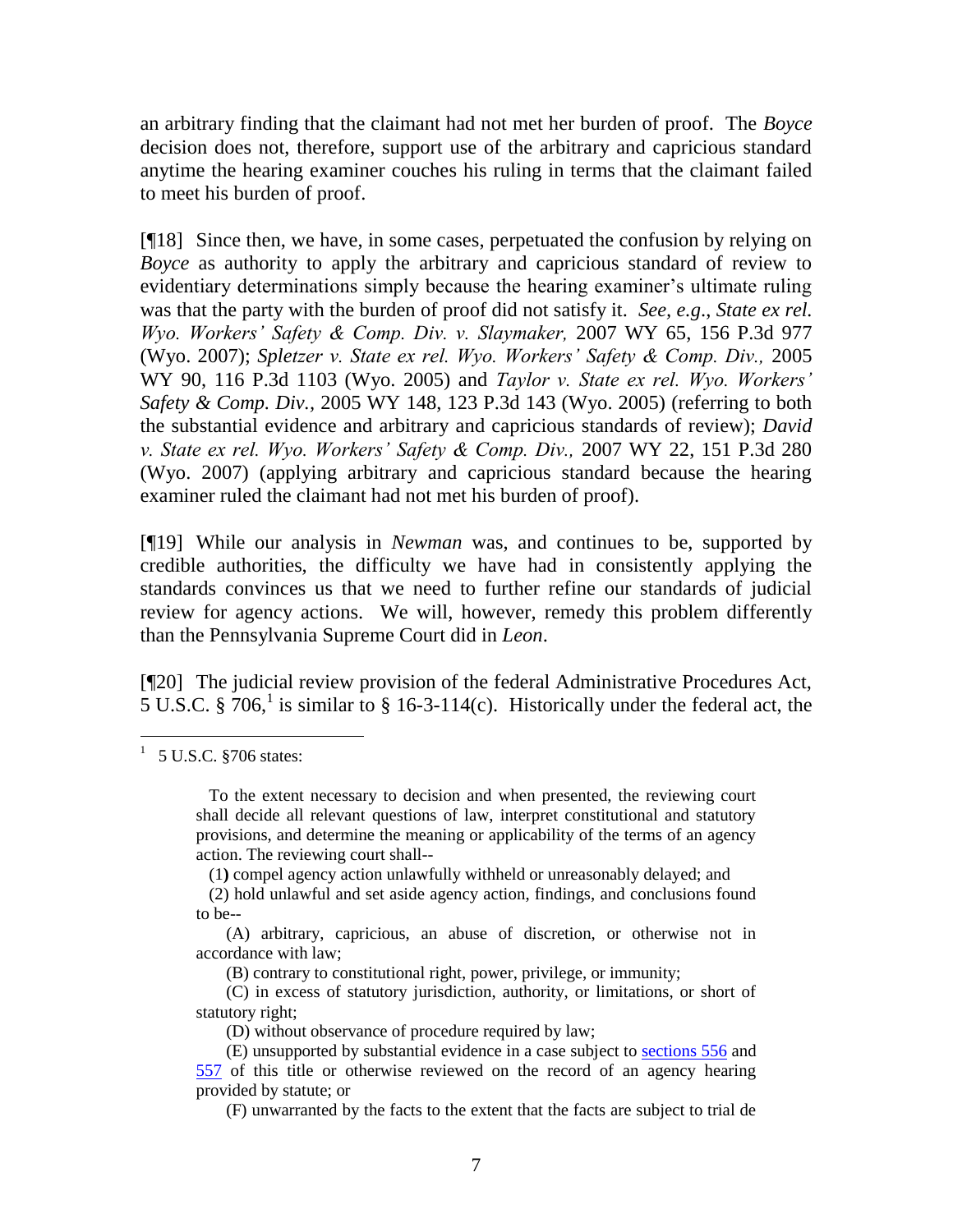an arbitrary finding that the claimant had not met her burden of proof. The *Boyce* decision does not, therefore, support use of the arbitrary and capricious standard anytime the hearing examiner couches his ruling in terms that the claimant failed to meet his burden of proof.

[¶18] Since then, we have, in some cases, perpetuated the confusion by relying on *Boyce* as authority to apply the arbitrary and capricious standard of review to evidentiary determinations simply because the hearing examiner's ultimate ruling was that the party with the burden of proof did not satisfy it. *See, e.g*., *State ex rel. Wyo. Workers' Safety & Comp. Div. v. Slaymaker,* 2007 WY 65, 156 P.3d 977 (Wyo. 2007); *Spletzer v. State ex rel. Wyo. Workers' Safety & Comp. Div.,* 2005 WY 90, 116 P.3d 1103 (Wyo. 2005) and *Taylor v. State ex rel. Wyo. Workers' Safety & Comp. Div.,* 2005 WY 148, 123 P.3d 143 (Wyo. 2005) (referring to both the substantial evidence and arbitrary and capricious standards of review); *David v. State ex rel. Wyo. Workers' Safety & Comp. Div.,* 2007 WY 22, 151 P.3d 280 (Wyo. 2007) (applying arbitrary and capricious standard because the hearing examiner ruled the claimant had not met his burden of proof).

[¶19] While our analysis in *Newman* was, and continues to be, supported by credible authorities, the difficulty we have had in consistently applying the standards convinces us that we need to further refine our standards of judicial review for agency actions. We will, however, remedy this problem differently than the Pennsylvania Supreme Court did in *Leon*.

[¶20] The judicial review provision of the federal Administrative Procedures Act, 5 U.S.C. § 706,[1] is similar to § 16-3-114(c). Historically under the federal act, the

---

[1] 5 U.S.C. §706 states:

> To the extent necessary to decision and when presented, the reviewing court shall decide all relevant questions of law, interpret constitutional and statutory provisions, and determine the meaning or applicability of the terms of an agency action. The reviewing court shall--
>
> (1) compel agency action unlawfully withheld or unreasonably delayed; and
>
> (2) hold unlawful and set aside agency action, findings, and conclusions found to be--
>
> (A) arbitrary, capricious, an abuse of discretion, or otherwise not in accordance with law;
>
> (B) contrary to constitutional right, power, privilege, or immunity;
>
> (C) in excess of statutory jurisdiction, authority, or limitations, or short of statutory right;
>
> (D) without observance of procedure required by law;
>
> (E) unsupported by substantial evidence in a case subject to sections 556 and 557 of this title or otherwise reviewed on the record of an agency hearing provided by statute; or
>
> (F) unwarranted by the facts to the extent that the facts are subject to trial de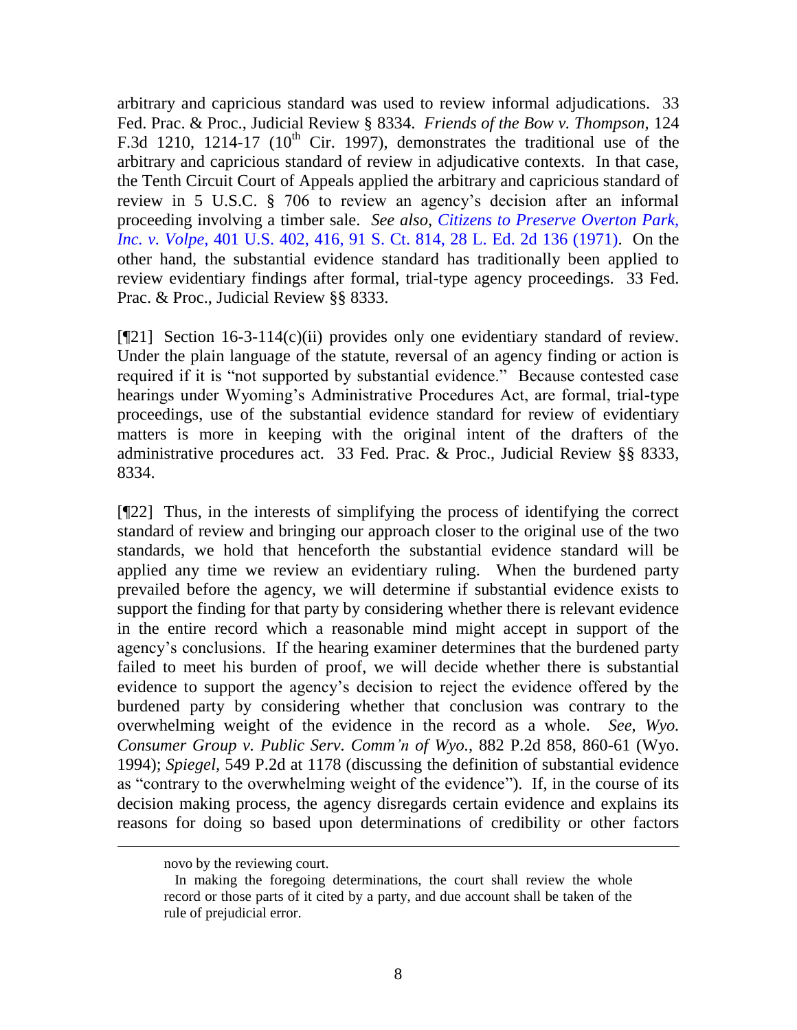arbitrary and capricious standard was used to review informal adjudications. 33 Fed. Prac. & Proc., Judicial Review § 8334. *Friends of the Bow v. Thompson*, 124 F.3d 1210, 1214-17 (10th Cir. 1997), demonstrates the traditional use of the arbitrary and capricious standard of review in adjudicative contexts. In that case, the Tenth Circuit Court of Appeals applied the arbitrary and capricious standard of review in 5 U.S.C. § 706 to review an agency's decision after an informal proceeding involving a timber sale. *See also*, *Citizens to Preserve Overton Park, Inc. v. Volpe,* 401 U.S. 402, 416, 91 S. Ct. 814, 28 L. Ed. 2d 136 (1971). On the other hand, the substantial evidence standard has traditionally been applied to review evidentiary findings after formal, trial-type agency proceedings. 33 Fed. Prac. & Proc., Judicial Review §§ 8333.

[¶21] Section 16-3-114(c)(ii) provides only one evidentiary standard of review. Under the plain language of the statute, reversal of an agency finding or action is required if it is "not supported by substantial evidence." Because contested case hearings under Wyoming's Administrative Procedures Act, are formal, trial-type proceedings, use of the substantial evidence standard for review of evidentiary matters is more in keeping with the original intent of the drafters of the administrative procedures act. 33 Fed. Prac. & Proc., Judicial Review §§ 8333, 8334.

[¶22] Thus, in the interests of simplifying the process of identifying the correct standard of review and bringing our approach closer to the original use of the two standards, we hold that henceforth the substantial evidence standard will be applied any time we review an evidentiary ruling. When the burdened party prevailed before the agency, we will determine if substantial evidence exists to support the finding for that party by considering whether there is relevant evidence in the entire record which a reasonable mind might accept in support of the agency's conclusions. If the hearing examiner determines that the burdened party failed to meet his burden of proof, we will decide whether there is substantial evidence to support the agency's decision to reject the evidence offered by the burdened party by considering whether that conclusion was contrary to the overwhelming weight of the evidence in the record as a whole. *See*, *Wyo. Consumer Group v. Public Serv. Comm'n of Wyo.*, 882 P.2d 858, 860-61 (Wyo. 1994); *Spiegel*, 549 P.2d at 1178 (discussing the definition of substantial evidence as "contrary to the overwhelming weight of the evidence"). If, in the course of its decision making process, the agency disregards certain evidence and explains its reasons for doing so based upon determinations of credibility or other factors

---

novo by the reviewing court.

In making the foregoing determinations, the court shall review the whole record or those parts of it cited by a party, and due account shall be taken of the rule of prejudicial error.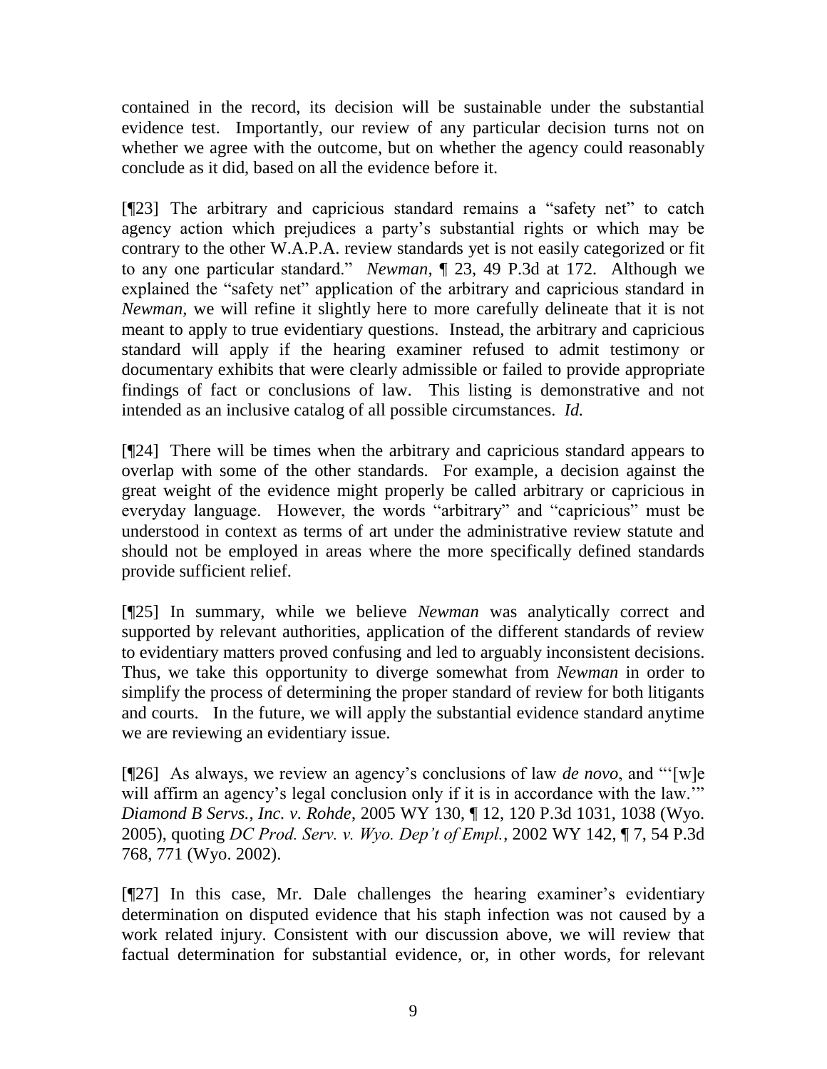contained in the record, its decision will be sustainable under the substantial evidence test. Importantly, our review of any particular decision turns not on whether we agree with the outcome, but on whether the agency could reasonably conclude as it did, based on all the evidence before it.

[¶23] The arbitrary and capricious standard remains a "safety net" to catch agency action which prejudices a party's substantial rights or which may be contrary to the other W.A.P.A. review standards yet is not easily categorized or fit to any one particular standard." *Newman,* ¶ 23, 49 P.3d at 172. Although we explained the "safety net" application of the arbitrary and capricious standard in *Newman,* we will refine it slightly here to more carefully delineate that it is not meant to apply to true evidentiary questions. Instead, the arbitrary and capricious standard will apply if the hearing examiner refused to admit testimony or documentary exhibits that were clearly admissible or failed to provide appropriate findings of fact or conclusions of law. This listing is demonstrative and not intended as an inclusive catalog of all possible circumstances. *Id.*

[¶24] There will be times when the arbitrary and capricious standard appears to overlap with some of the other standards. For example, a decision against the great weight of the evidence might properly be called arbitrary or capricious in everyday language. However, the words "arbitrary" and "capricious" must be understood in context as terms of art under the administrative review statute and should not be employed in areas where the more specifically defined standards provide sufficient relief.

[¶25] In summary, while we believe *Newman* was analytically correct and supported by relevant authorities, application of the different standards of review to evidentiary matters proved confusing and led to arguably inconsistent decisions. Thus, we take this opportunity to diverge somewhat from *Newman* in order to simplify the process of determining the proper standard of review for both litigants and courts. In the future, we will apply the substantial evidence standard anytime we are reviewing an evidentiary issue.

[¶26] As always, we review an agency's conclusions of law *de novo*, and "'[w]e will affirm an agency's legal conclusion only if it is in accordance with the law.'" *Diamond B Servs., Inc. v. Rohde*, 2005 WY 130, ¶ 12, 120 P.3d 1031, 1038 (Wyo. 2005), quoting *DC Prod. Serv. v. Wyo. Dep't of Empl.*, 2002 WY 142, ¶ 7, 54 P.3d 768, 771 (Wyo. 2002).

[¶27] In this case, Mr. Dale challenges the hearing examiner's evidentiary determination on disputed evidence that his staph infection was not caused by a work related injury. Consistent with our discussion above, we will review that factual determination for substantial evidence, or, in other words, for relevant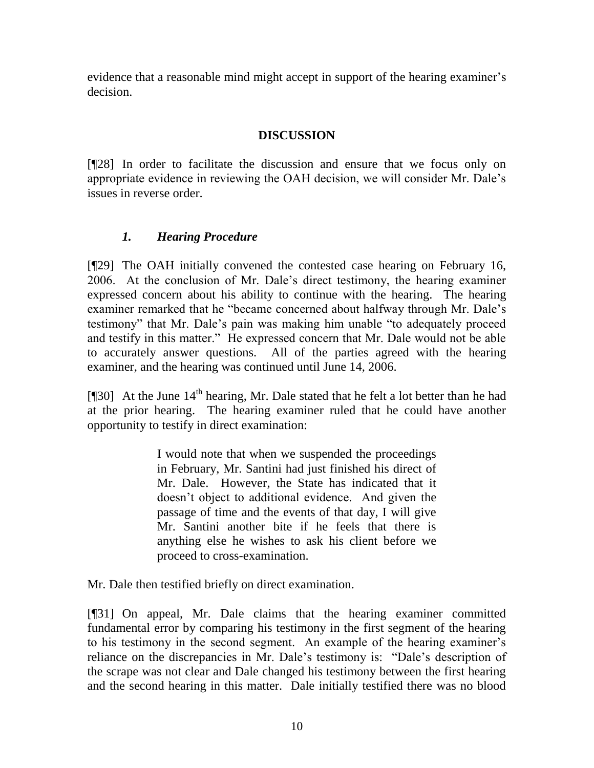evidence that a reasonable mind might accept in support of the hearing examiner's decision.

## DISCUSSION

[¶28] In order to facilitate the discussion and ensure that we focus only on appropriate evidence in reviewing the OAH decision, we will consider Mr. Dale's issues in reverse order.

### *1. Hearing Procedure*

[¶29] The OAH initially convened the contested case hearing on February 16, 2006. At the conclusion of Mr. Dale's direct testimony, the hearing examiner expressed concern about his ability to continue with the hearing. The hearing examiner remarked that he "became concerned about halfway through Mr. Dale's testimony" that Mr. Dale's pain was making him unable "to adequately proceed and testify in this matter." He expressed concern that Mr. Dale would not be able to accurately answer questions. All of the parties agreed with the hearing examiner, and the hearing was continued until June 14, 2006.

[¶30] At the June 14th hearing, Mr. Dale stated that he felt a lot better than he had at the prior hearing. The hearing examiner ruled that he could have another opportunity to testify in direct examination:

> I would note that when we suspended the proceedings in February, Mr. Santini had just finished his direct of Mr. Dale. However, the State has indicated that it doesn't object to additional evidence. And given the passage of time and the events of that day, I will give Mr. Santini another bite if he feels that there is anything else he wishes to ask his client before we proceed to cross-examination.

Mr. Dale then testified briefly on direct examination.

[¶31] On appeal, Mr. Dale claims that the hearing examiner committed fundamental error by comparing his testimony in the first segment of the hearing to his testimony in the second segment. An example of the hearing examiner's reliance on the discrepancies in Mr. Dale's testimony is: "Dale's description of the scrape was not clear and Dale changed his testimony between the first hearing and the second hearing in this matter. Dale initially testified there was no blood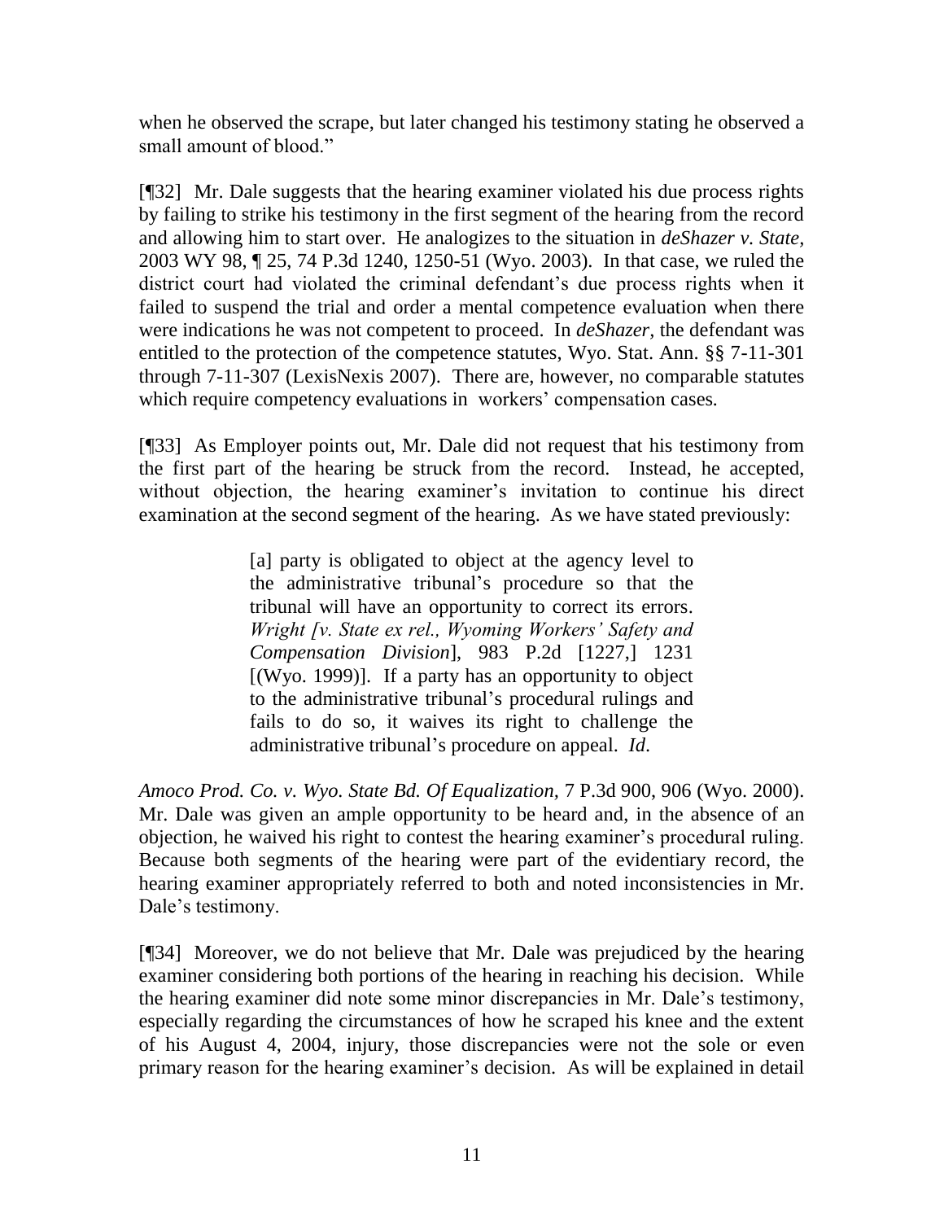when he observed the scrape, but later changed his testimony stating he observed a small amount of blood."

[¶32] Mr. Dale suggests that the hearing examiner violated his due process rights by failing to strike his testimony in the first segment of the hearing from the record and allowing him to start over. He analogizes to the situation in *deShazer v. State*, 2003 WY 98, ¶ 25, 74 P.3d 1240, 1250-51 (Wyo. 2003). In that case, we ruled the district court had violated the criminal defendant's due process rights when it failed to suspend the trial and order a mental competence evaluation when there were indications he was not competent to proceed. In *deShazer,* the defendant was entitled to the protection of the competence statutes, Wyo. Stat. Ann. §§ 7-11-301 through 7-11-307 (LexisNexis 2007). There are, however, no comparable statutes which require competency evaluations in workers' compensation cases.

[¶33] As Employer points out, Mr. Dale did not request that his testimony from the first part of the hearing be struck from the record. Instead, he accepted, without objection, the hearing examiner's invitation to continue his direct examination at the second segment of the hearing. As we have stated previously:

> [a] party is obligated to object at the agency level to the administrative tribunal's procedure so that the tribunal will have an opportunity to correct its errors. *Wright [v. State ex rel., Wyoming Workers' Safety and Compensation Division*], 983 P.2d [1227,] 1231 [(Wyo. 1999)]. If a party has an opportunity to object to the administrative tribunal's procedural rulings and fails to do so, it waives its right to challenge the administrative tribunal's procedure on appeal. *Id*.

*Amoco Prod. Co. v. Wyo. State Bd. Of Equalization*, 7 P.3d 900, 906 (Wyo. 2000). Mr. Dale was given an ample opportunity to be heard and, in the absence of an objection, he waived his right to contest the hearing examiner's procedural ruling. Because both segments of the hearing were part of the evidentiary record, the hearing examiner appropriately referred to both and noted inconsistencies in Mr. Dale's testimony.

[¶34] Moreover, we do not believe that Mr. Dale was prejudiced by the hearing examiner considering both portions of the hearing in reaching his decision. While the hearing examiner did note some minor discrepancies in Mr. Dale's testimony, especially regarding the circumstances of how he scraped his knee and the extent of his August 4, 2004, injury, those discrepancies were not the sole or even primary reason for the hearing examiner's decision. As will be explained in detail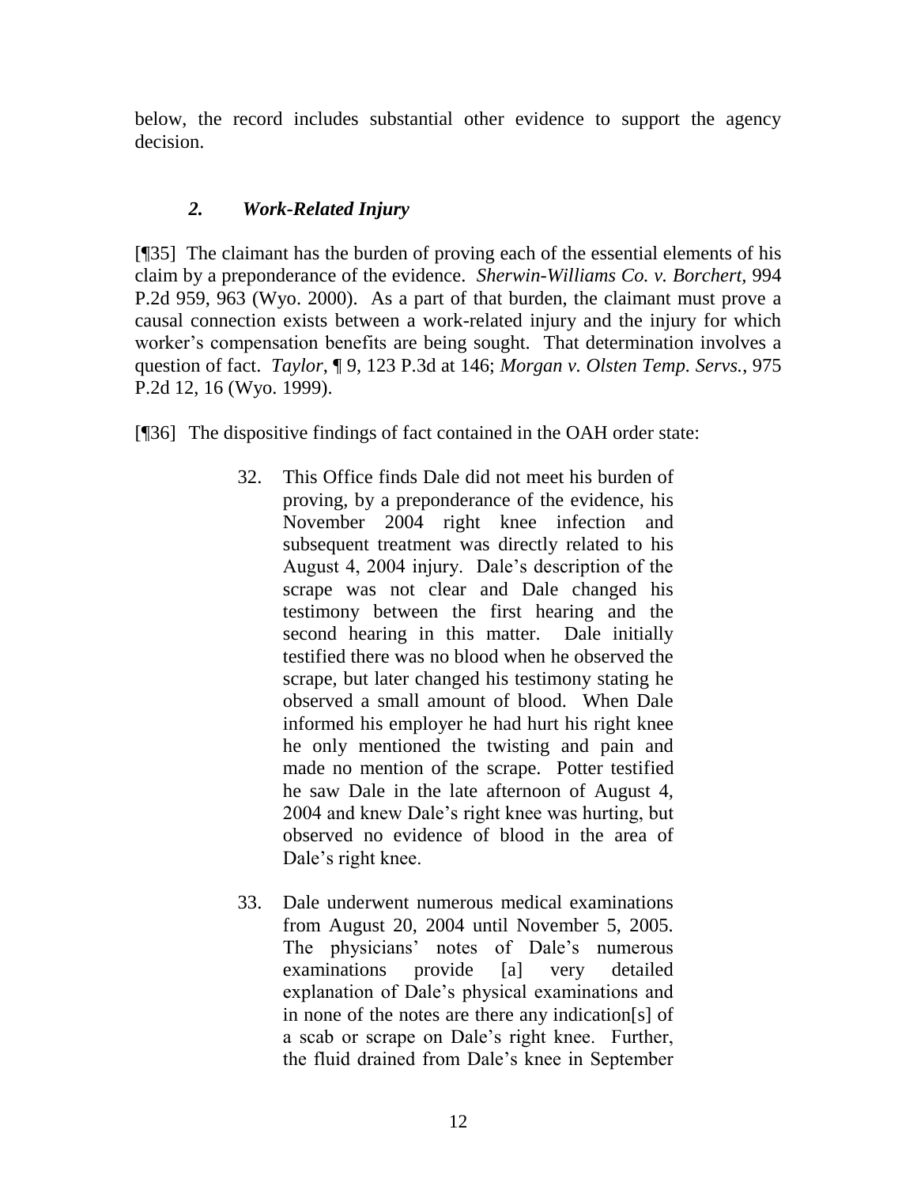below, the record includes substantial other evidence to support the agency decision.

### *2. Work-Related Injury*

[¶35] The claimant has the burden of proving each of the essential elements of his claim by a preponderance of the evidence. *Sherwin-Williams Co. v. Borchert*, 994 P.2d 959, 963 (Wyo. 2000). As a part of that burden, the claimant must prove a causal connection exists between a work-related injury and the injury for which worker's compensation benefits are being sought. That determination involves a question of fact. *Taylor*, ¶ 9, 123 P.3d at 146; *Morgan v. Olsten Temp. Servs.*, 975 P.2d 12, 16 (Wyo. 1999).

[¶36] The dispositive findings of fact contained in the OAH order state:

> 32. This Office finds Dale did not meet his burden of proving, by a preponderance of the evidence, his November 2004 right knee infection and subsequent treatment was directly related to his August 4, 2004 injury. Dale's description of the scrape was not clear and Dale changed his testimony between the first hearing and the second hearing in this matter. Dale initially testified there was no blood when he observed the scrape, but later changed his testimony stating he observed a small amount of blood. When Dale informed his employer he had hurt his right knee he only mentioned the twisting and pain and made no mention of the scrape. Potter testified he saw Dale in the late afternoon of August 4, 2004 and knew Dale's right knee was hurting, but observed no evidence of blood in the area of Dale's right knee.
>
> 33. Dale underwent numerous medical examinations from August 20, 2004 until November 5, 2005. The physicians' notes of Dale's numerous examinations provide [a] very detailed explanation of Dale's physical examinations and in none of the notes are there any indication[s] of a scab or scrape on Dale's right knee. Further, the fluid drained from Dale's knee in September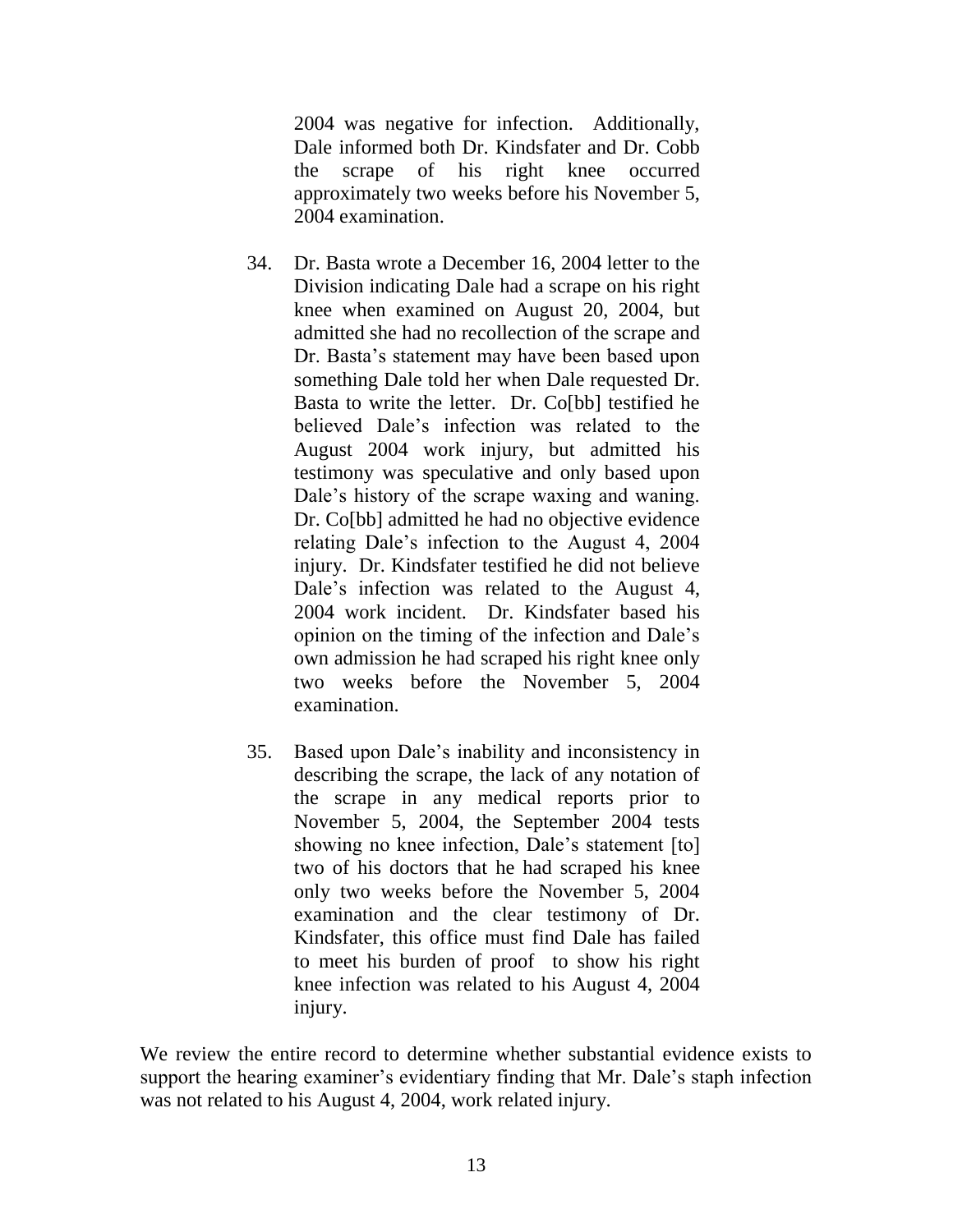> 2004 was negative for infection. Additionally, Dale informed both Dr. Kindsfater and Dr. Cobb the scrape of his right knee occurred approximately two weeks before his November 5, 2004 examination.
>
> 34. Dr. Basta wrote a December 16, 2004 letter to the Division indicating Dale had a scrape on his right knee when examined on August 20, 2004, but admitted she had no recollection of the scrape and Dr. Basta's statement may have been based upon something Dale told her when Dale requested Dr. Basta to write the letter. Dr. Co[bb] testified he believed Dale's infection was related to the August 2004 work injury, but admitted his testimony was speculative and only based upon Dale's history of the scrape waxing and waning. Dr. Co[bb] admitted he had no objective evidence relating Dale's infection to the August 4, 2004 injury. Dr. Kindsfater testified he did not believe Dale's infection was related to the August 4, 2004 work incident. Dr. Kindsfater based his opinion on the timing of the infection and Dale's own admission he had scraped his right knee only two weeks before the November 5, 2004 examination.
>
> 35. Based upon Dale's inability and inconsistency in describing the scrape, the lack of any notation of the scrape in any medical reports prior to November 5, 2004, the September 2004 tests showing no knee infection, Dale's statement [to] two of his doctors that he had scraped his knee only two weeks before the November 5, 2004 examination and the clear testimony of Dr. Kindsfater, this office must find Dale has failed to meet his burden of proof to show his right knee infection was related to his August 4, 2004 injury.

We review the entire record to determine whether substantial evidence exists to support the hearing examiner's evidentiary finding that Mr. Dale's staph infection was not related to his August 4, 2004, work related injury.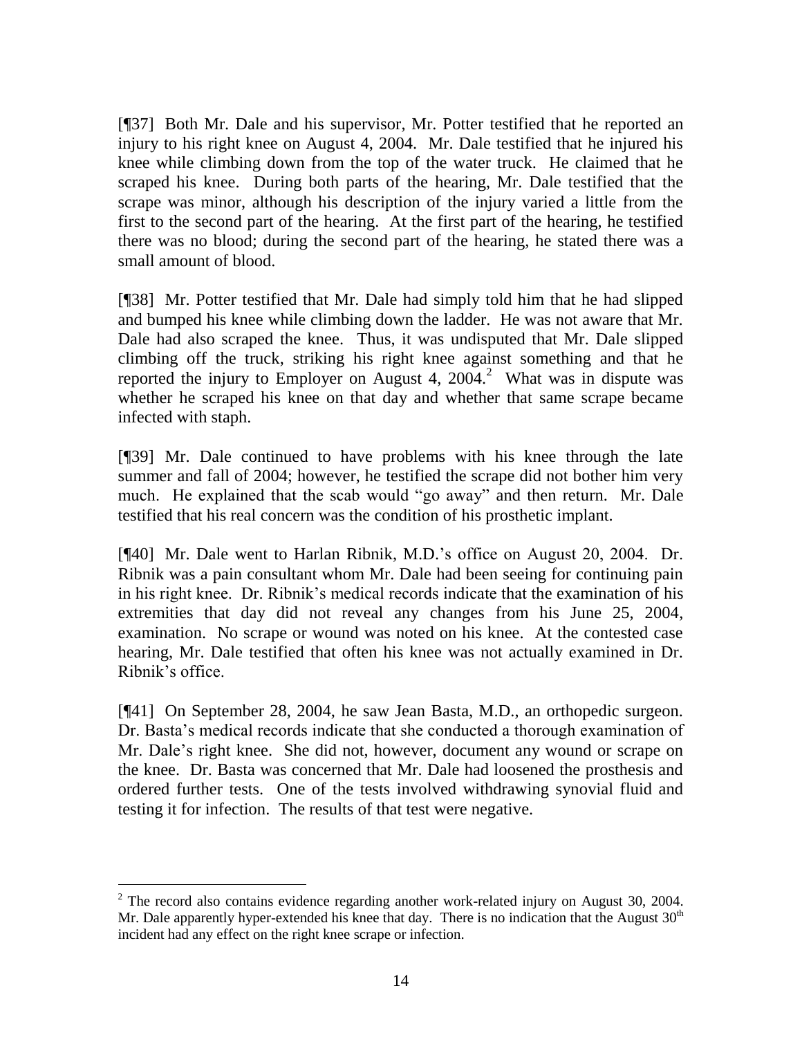[¶37] Both Mr. Dale and his supervisor, Mr. Potter testified that he reported an injury to his right knee on August 4, 2004. Mr. Dale testified that he injured his knee while climbing down from the top of the water truck. He claimed that he scraped his knee. During both parts of the hearing, Mr. Dale testified that the scrape was minor, although his description of the injury varied a little from the first to the second part of the hearing. At the first part of the hearing, he testified there was no blood; during the second part of the hearing, he stated there was a small amount of blood.

[¶38] Mr. Potter testified that Mr. Dale had simply told him that he had slipped and bumped his knee while climbing down the ladder. He was not aware that Mr. Dale had also scraped the knee. Thus, it was undisputed that Mr. Dale slipped climbing off the truck, striking his right knee against something and that he reported the injury to Employer on August 4, 2004.[2] What was in dispute was whether he scraped his knee on that day and whether that same scrape became infected with staph.

[¶39] Mr. Dale continued to have problems with his knee through the late summer and fall of 2004; however, he testified the scrape did not bother him very much. He explained that the scab would "go away" and then return. Mr. Dale testified that his real concern was the condition of his prosthetic implant.

[¶40] Mr. Dale went to Harlan Ribnik, M.D.'s office on August 20, 2004. Dr. Ribnik was a pain consultant whom Mr. Dale had been seeing for continuing pain in his right knee. Dr. Ribnik's medical records indicate that the examination of his extremities that day did not reveal any changes from his June 25, 2004, examination. No scrape or wound was noted on his knee. At the contested case hearing, Mr. Dale testified that often his knee was not actually examined in Dr. Ribnik's office.

[¶41] On September 28, 2004, he saw Jean Basta, M.D., an orthopedic surgeon. Dr. Basta's medical records indicate that she conducted a thorough examination of Mr. Dale's right knee. She did not, however, document any wound or scrape on the knee. Dr. Basta was concerned that Mr. Dale had loosened the prosthesis and ordered further tests. One of the tests involved withdrawing synovial fluid and testing it for infection. The results of that test were negative.

---

[2] The record also contains evidence regarding another work-related injury on August 30, 2004. Mr. Dale apparently hyper-extended his knee that day. There is no indication that the August 30th incident had any effect on the right knee scrape or infection.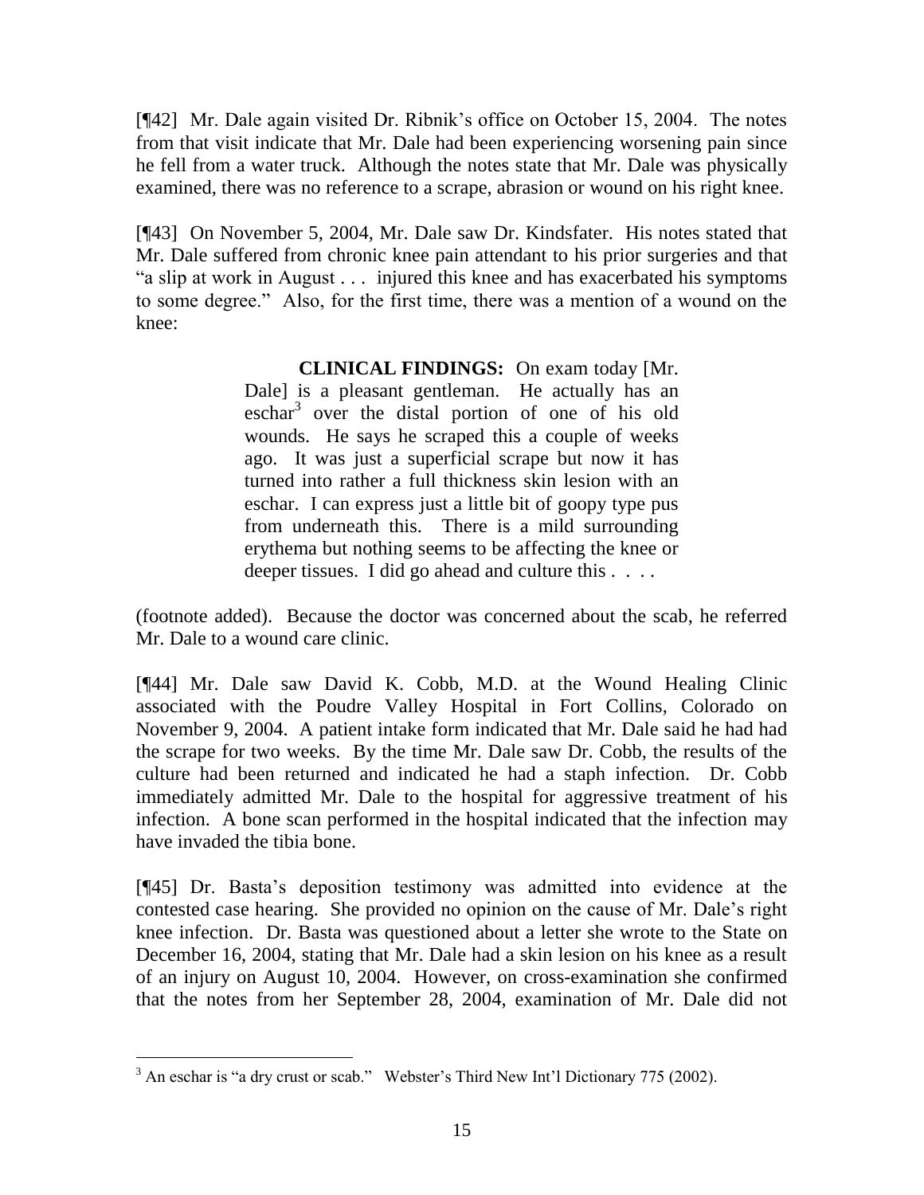[¶42] Mr. Dale again visited Dr. Ribnik's office on October 15, 2004. The notes from that visit indicate that Mr. Dale had been experiencing worsening pain since he fell from a water truck. Although the notes state that Mr. Dale was physically examined, there was no reference to a scrape, abrasion or wound on his right knee.

[¶43] On November 5, 2004, Mr. Dale saw Dr. Kindsfater. His notes stated that Mr. Dale suffered from chronic knee pain attendant to his prior surgeries and that "a slip at work in August . . . injured this knee and has exacerbated his symptoms to some degree." Also, for the first time, there was a mention of a wound on the knee:

> **CLINICAL FINDINGS:** On exam today [Mr. Dale] is a pleasant gentleman. He actually has an eschar[3] over the distal portion of one of his old wounds. He says he scraped this a couple of weeks ago. It was just a superficial scrape but now it has turned into rather a full thickness skin lesion with an eschar. I can express just a little bit of goopy type pus from underneath this. There is a mild surrounding erythema but nothing seems to be affecting the knee or deeper tissues. I did go ahead and culture this . . . .

(footnote added). Because the doctor was concerned about the scab, he referred Mr. Dale to a wound care clinic.

[¶44] Mr. Dale saw David K. Cobb, M.D. at the Wound Healing Clinic associated with the Poudre Valley Hospital in Fort Collins, Colorado on November 9, 2004. A patient intake form indicated that Mr. Dale said he had had the scrape for two weeks. By the time Mr. Dale saw Dr. Cobb, the results of the culture had been returned and indicated he had a staph infection. Dr. Cobb immediately admitted Mr. Dale to the hospital for aggressive treatment of his infection. A bone scan performed in the hospital indicated that the infection may have invaded the tibia bone.

[¶45] Dr. Basta's deposition testimony was admitted into evidence at the contested case hearing. She provided no opinion on the cause of Mr. Dale's right knee infection. Dr. Basta was questioned about a letter she wrote to the State on December 16, 2004, stating that Mr. Dale had a skin lesion on his knee as a result of an injury on August 10, 2004. However, on cross-examination she confirmed that the notes from her September 28, 2004, examination of Mr. Dale did not

---

[3] An eschar is "a dry crust or scab." Webster's Third New Int'l Dictionary 775 (2002).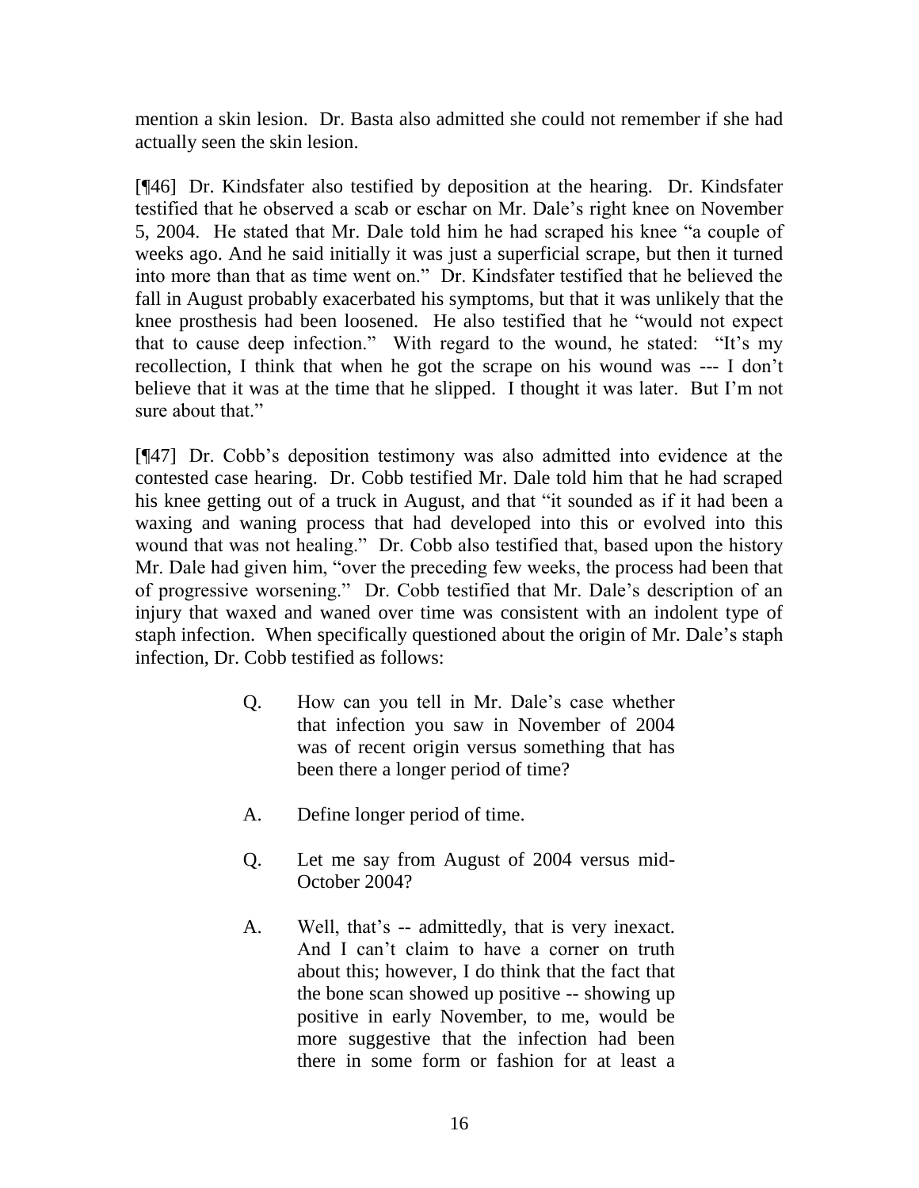mention a skin lesion. Dr. Basta also admitted she could not remember if she had actually seen the skin lesion.

[¶46] Dr. Kindsfater also testified by deposition at the hearing. Dr. Kindsfater testified that he observed a scab or eschar on Mr. Dale's right knee on November 5, 2004. He stated that Mr. Dale told him he had scraped his knee "a couple of weeks ago. And he said initially it was just a superficial scrape, but then it turned into more than that as time went on." Dr. Kindsfater testified that he believed the fall in August probably exacerbated his symptoms, but that it was unlikely that the knee prosthesis had been loosened. He also testified that he "would not expect that to cause deep infection." With regard to the wound, he stated: "It's my recollection, I think that when he got the scrape on his wound was --- I don't believe that it was at the time that he slipped. I thought it was later. But I'm not sure about that."

[¶47] Dr. Cobb's deposition testimony was also admitted into evidence at the contested case hearing. Dr. Cobb testified Mr. Dale told him that he had scraped his knee getting out of a truck in August, and that "it sounded as if it had been a waxing and waning process that had developed into this or evolved into this wound that was not healing." Dr. Cobb also testified that, based upon the history Mr. Dale had given him, "over the preceding few weeks, the process had been that of progressive worsening." Dr. Cobb testified that Mr. Dale's description of an injury that waxed and waned over time was consistent with an indolent type of staph infection. When specifically questioned about the origin of Mr. Dale's staph infection, Dr. Cobb testified as follows:

> Q. How can you tell in Mr. Dale's case whether that infection you saw in November of 2004 was of recent origin versus something that has been there a longer period of time?
>
> A. Define longer period of time.
>
> Q. Let me say from August of 2004 versus mid-October 2004?
>
> A. Well, that's -- admittedly, that is very inexact. And I can't claim to have a corner on truth about this; however, I do think that the fact that the bone scan showed up positive -- showing up positive in early November, to me, would be more suggestive that the infection had been there in some form or fashion for at least a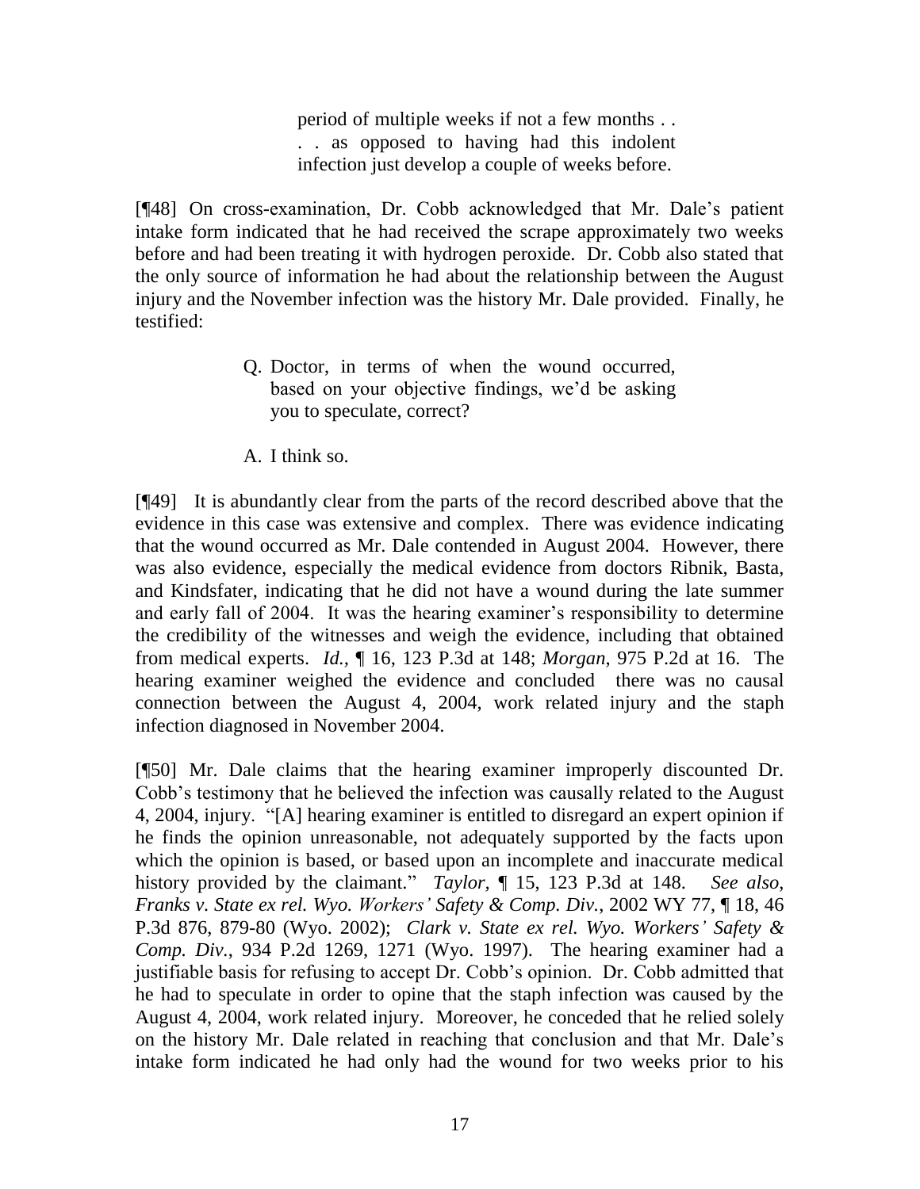> period of multiple weeks if not a few months . . . . as opposed to having had this indolent infection just develop a couple of weeks before.

[¶48] On cross-examination, Dr. Cobb acknowledged that Mr. Dale's patient intake form indicated that he had received the scrape approximately two weeks before and had been treating it with hydrogen peroxide. Dr. Cobb also stated that the only source of information he had about the relationship between the August injury and the November infection was the history Mr. Dale provided. Finally, he testified:

> Q. Doctor, in terms of when the wound occurred, based on your objective findings, we'd be asking you to speculate, correct?
>
> A. I think so.

[¶49] It is abundantly clear from the parts of the record described above that the evidence in this case was extensive and complex. There was evidence indicating that the wound occurred as Mr. Dale contended in August 2004. However, there was also evidence, especially the medical evidence from doctors Ribnik, Basta, and Kindsfater, indicating that he did not have a wound during the late summer and early fall of 2004. It was the hearing examiner's responsibility to determine the credibility of the witnesses and weigh the evidence, including that obtained from medical experts. *Id.*, ¶ 16, 123 P.3d at 148; *Morgan*, 975 P.2d at 16. The hearing examiner weighed the evidence and concluded there was no causal connection between the August 4, 2004, work related injury and the staph infection diagnosed in November 2004.

[¶50] Mr. Dale claims that the hearing examiner improperly discounted Dr. Cobb's testimony that he believed the infection was causally related to the August 4, 2004, injury. "[A] hearing examiner is entitled to disregard an expert opinion if he finds the opinion unreasonable, not adequately supported by the facts upon which the opinion is based, or based upon an incomplete and inaccurate medical history provided by the claimant." *Taylor*, ¶ 15, 123 P.3d at 148. *See also, Franks v. State ex rel. Wyo. Workers' Safety & Comp. Div.*, 2002 WY 77, ¶ 18, 46 P.3d 876, 879-80 (Wyo. 2002); *Clark v. State ex rel. Wyo. Workers' Safety & Comp. Div.*, 934 P.2d 1269, 1271 (Wyo. 1997). The hearing examiner had a justifiable basis for refusing to accept Dr. Cobb's opinion. Dr. Cobb admitted that he had to speculate in order to opine that the staph infection was caused by the August 4, 2004, work related injury. Moreover, he conceded that he relied solely on the history Mr. Dale related in reaching that conclusion and that Mr. Dale's intake form indicated he had only had the wound for two weeks prior to his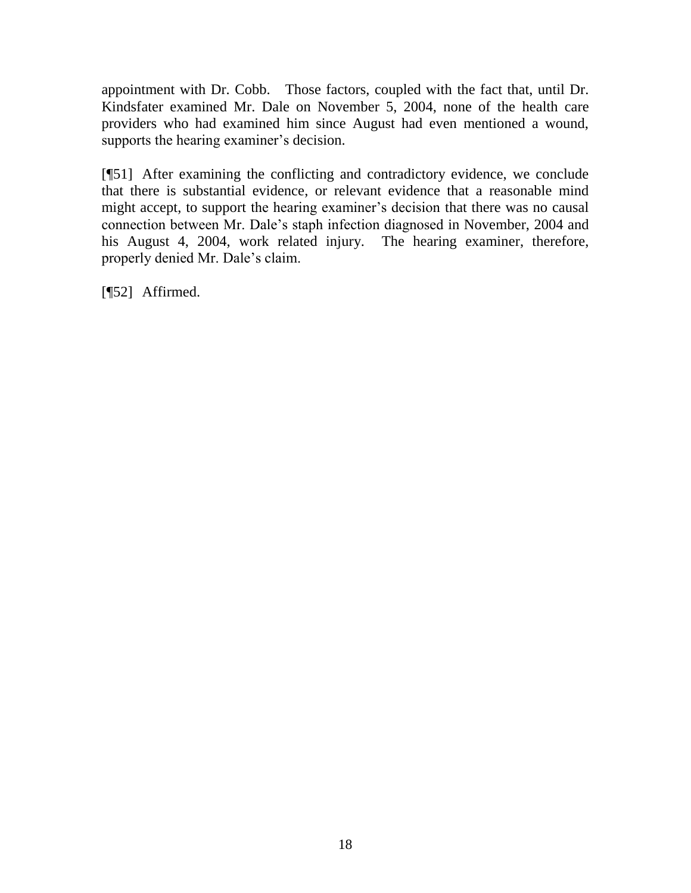appointment with Dr. Cobb. Those factors, coupled with the fact that, until Dr. Kindsfater examined Mr. Dale on November 5, 2004, none of the health care providers who had examined him since August had even mentioned a wound, supports the hearing examiner's decision.

[¶51] After examining the conflicting and contradictory evidence, we conclude that there is substantial evidence, or relevant evidence that a reasonable mind might accept, to support the hearing examiner's decision that there was no causal connection between Mr. Dale's staph infection diagnosed in November, 2004 and his August 4, 2004, work related injury. The hearing examiner, therefore, properly denied Mr. Dale's claim.

[¶52] Affirmed.